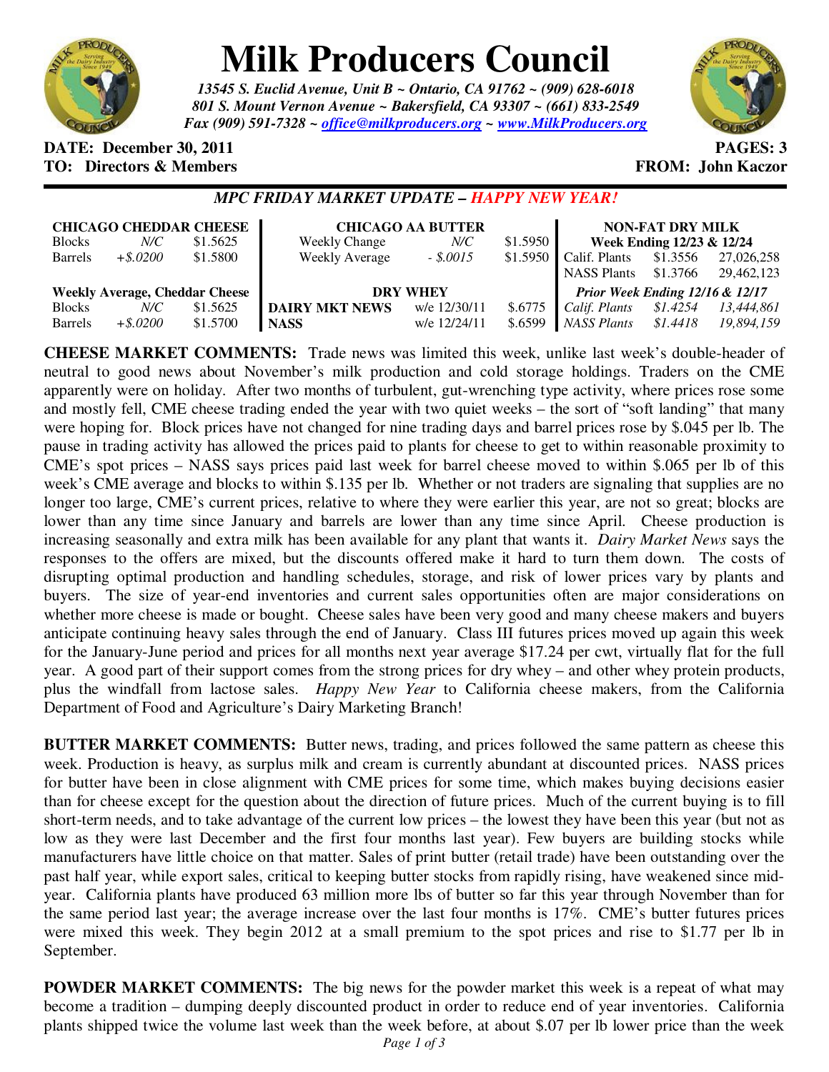# Milk Producers Council

*13545 S. Euclid Avenue, Unit B ~ Ontario, CA 91762 ~ (909) 628-6018*
*801 S. Mount Vernon Avenue ~ Bakersfield, CA 93307 ~ (661) 833-2549*
*Fax (909) 591-7328 ~ office@milkproducers.org ~ www.MilkProducers.org*

**DATE: December 30, 2011** **PAGES: 3**
**TO: Directors & Members** **FROM: John Kaczor**

## *MPC FRIDAY MARKET UPDATE – HAPPY NEW YEAR!*

| **CHICAGO CHEDDAR CHEESE** | | |
|---|---|---|
| Blocks | *N/C* | $1.5625 |
| Barrels | *+$.0200* | $1.5800 |
| **Weekly Average, Cheddar Cheese** | | |
| Blocks | *N/C* | $1.5625 |
| Barrels | *+$.0200* | $1.5700 |

| **CHICAGO AA BUTTER** | | |
|---|---|---|
| Weekly Change | *N/C* | $1.5950 |
| Weekly Average | *- $.0015* | $1.5950 |
| **DRY WHEY** | | |
| **DAIRY MKT NEWS** | w/e 12/30/11 | $.6775 |
| **NASS** | w/e 12/24/11 | $.6599 |

| **NON-FAT DRY MILK** | | |
|---|---|---|
| **Week Ending 12/23 & 12/24** | | |
| Calif. Plants | $1.3556 | 27,026,258 |
| NASS Plants | $1.3766 | 29,462,123 |
| ***Prior Week Ending 12/16 & 12/17*** | | |
| *Calif. Plants* | *$1.4254* | *13,444,861* |
| *NASS Plants* | *$1.4418* | *19,894,159* |

**CHEESE MARKET COMMENTS:** Trade news was limited this week, unlike last week's double-header of neutral to good news about November's milk production and cold storage holdings. Traders on the CME apparently were on holiday. After two months of turbulent, gut-wrenching type activity, where prices rose some and mostly fell, CME cheese trading ended the year with two quiet weeks – the sort of "soft landing" that many were hoping for. Block prices have not changed for nine trading days and barrel prices rose by $.045 per lb. The pause in trading activity has allowed the prices paid to plants for cheese to get to within reasonable proximity to CME's spot prices – NASS says prices paid last week for barrel cheese moved to within $.065 per lb of this week's CME average and blocks to within $.135 per lb. Whether or not traders are signaling that supplies are no longer too large, CME's current prices, relative to where they were earlier this year, are not so great; blocks are lower than any time since January and barrels are lower than any time since April. Cheese production is increasing seasonally and extra milk has been available for any plant that wants it. *Dairy Market News* says the responses to the offers are mixed, but the discounts offered make it hard to turn them down. The costs of disrupting optimal production and handling schedules, storage, and risk of lower prices vary by plants and buyers. The size of year-end inventories and current sales opportunities often are major considerations on whether more cheese is made or bought. Cheese sales have been very good and many cheese makers and buyers anticipate continuing heavy sales through the end of January. Class III futures prices moved up again this week for the January-June period and prices for all months next year average $17.24 per cwt, virtually flat for the full year. A good part of their support comes from the strong prices for dry whey – and other whey protein products, plus the windfall from lactose sales. *Happy New Year* to California cheese makers, from the California Department of Food and Agriculture's Dairy Marketing Branch!

**BUTTER MARKET COMMENTS:** Butter news, trading, and prices followed the same pattern as cheese this week. Production is heavy, as surplus milk and cream is currently abundant at discounted prices. NASS prices for butter have been in close alignment with CME prices for some time, which makes buying decisions easier than for cheese except for the question about the direction of future prices. Much of the current buying is to fill short-term needs, and to take advantage of the current low prices – the lowest they have been this year (but not as low as they were last December and the first four months last year). Few buyers are building stocks while manufacturers have little choice on that matter. Sales of print butter (retail trade) have been outstanding over the past half year, while export sales, critical to keeping butter stocks from rapidly rising, have weakened since mid-year. California plants have produced 63 million more lbs of butter so far this year through November than for the same period last year; the average increase over the last four months is 17%. CME's butter futures prices were mixed this week. They begin 2012 at a small premium to the spot prices and rise to $1.77 per lb in September.

**POWDER MARKET COMMENTS:** The big news for the powder market this week is a repeat of what may become a tradition – dumping deeply discounted product in order to reduce end of year inventories. California plants shipped twice the volume last week than the week before, at about $.07 per lb lower price than the week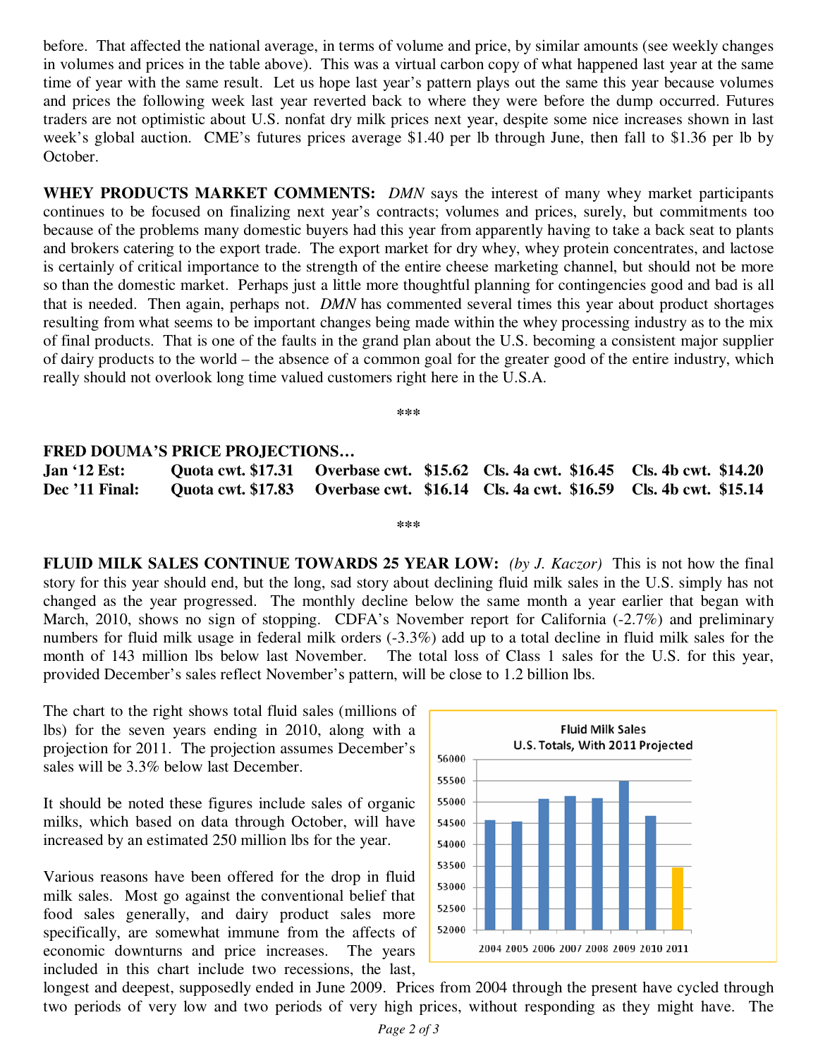before. That affected the national average, in terms of volume and price, by similar amounts (see weekly changes in volumes and prices in the table above). This was a virtual carbon copy of what happened last year at the same time of year with the same result. Let us hope last year's pattern plays out the same this year because volumes and prices the following week last year reverted back to where they were before the dump occurred. Futures traders are not optimistic about U.S. nonfat dry milk prices next year, despite some nice increases shown in last week's global auction. CME's futures prices average $1.40 per lb through June, then fall to $1.36 per lb by October.

**WHEY PRODUCTS MARKET COMMENTS:** *DMN* says the interest of many whey market participants continues to be focused on finalizing next year's contracts; volumes and prices, surely, but commitments too because of the problems many domestic buyers had this year from apparently having to take a back seat to plants and brokers catering to the export trade. The export market for dry whey, whey protein concentrates, and lactose is certainly of critical importance to the strength of the entire cheese marketing channel, but should not be more so than the domestic market. Perhaps just a little more thoughtful planning for contingencies good and bad is all that is needed. Then again, perhaps not. *DMN* has commented several times this year about product shortages resulting from what seems to be important changes being made within the whey processing industry as to the mix of final products. That is one of the faults in the grand plan about the U.S. becoming a consistent major supplier of dairy products to the world – the absence of a common goal for the greater good of the entire industry, which really should not overlook long time valued customers right here in the U.S.A.

***

**FRED DOUMA'S PRICE PROJECTIONS…**

| | | | | |
|---|---|---|---|---|
| **Jan '12 Est:** | **Quota cwt. $17.31** | **Overbase cwt. $15.62** | **Cls. 4a cwt. $16.45** | **Cls. 4b cwt. $14.20** |
| **Dec '11 Final:** | **Quota cwt. $17.83** | **Overbase cwt. $16.14** | **Cls. 4a cwt. $16.59** | **Cls. 4b cwt. $15.14** |

***

**FLUID MILK SALES CONTINUE TOWARDS 25 YEAR LOW:** *(by J. Kaczor)* This is not how the final story for this year should end, but the long, sad story about declining fluid milk sales in the U.S. simply has not changed as the year progressed. The monthly decline below the same month a year earlier that began with March, 2010, shows no sign of stopping. CDFA's November report for California (-2.7%) and preliminary numbers for fluid milk usage in federal milk orders (-3.3%) add up to a total decline in fluid milk sales for the month of 143 million lbs below last November. The total loss of Class 1 sales for the U.S. for this year, provided December's sales reflect November's pattern, will be close to 1.2 billion lbs.

The chart to the right shows total fluid sales (millions of lbs) for the seven years ending in 2010, along with a projection for 2011. The projection assumes December's sales will be 3.3% below last December.

**Fluid Milk Sales**
**U.S. Totals, With 2011 Projected**

It should be noted these figures include sales of organic milks, which based on data through October, will have increased by an estimated 250 million lbs for the year.

Various reasons have been offered for the drop in fluid milk sales. Most go against the conventional belief that food sales generally, and dairy product sales more specifically, are somewhat immune from the affects of economic downturns and price increases. The years included in this chart include two recessions, the last, longest and deepest, supposedly ended in June 2009. Prices from 2004 through the present have cycled through two periods of very low and two periods of very high prices, without responding as they might have. The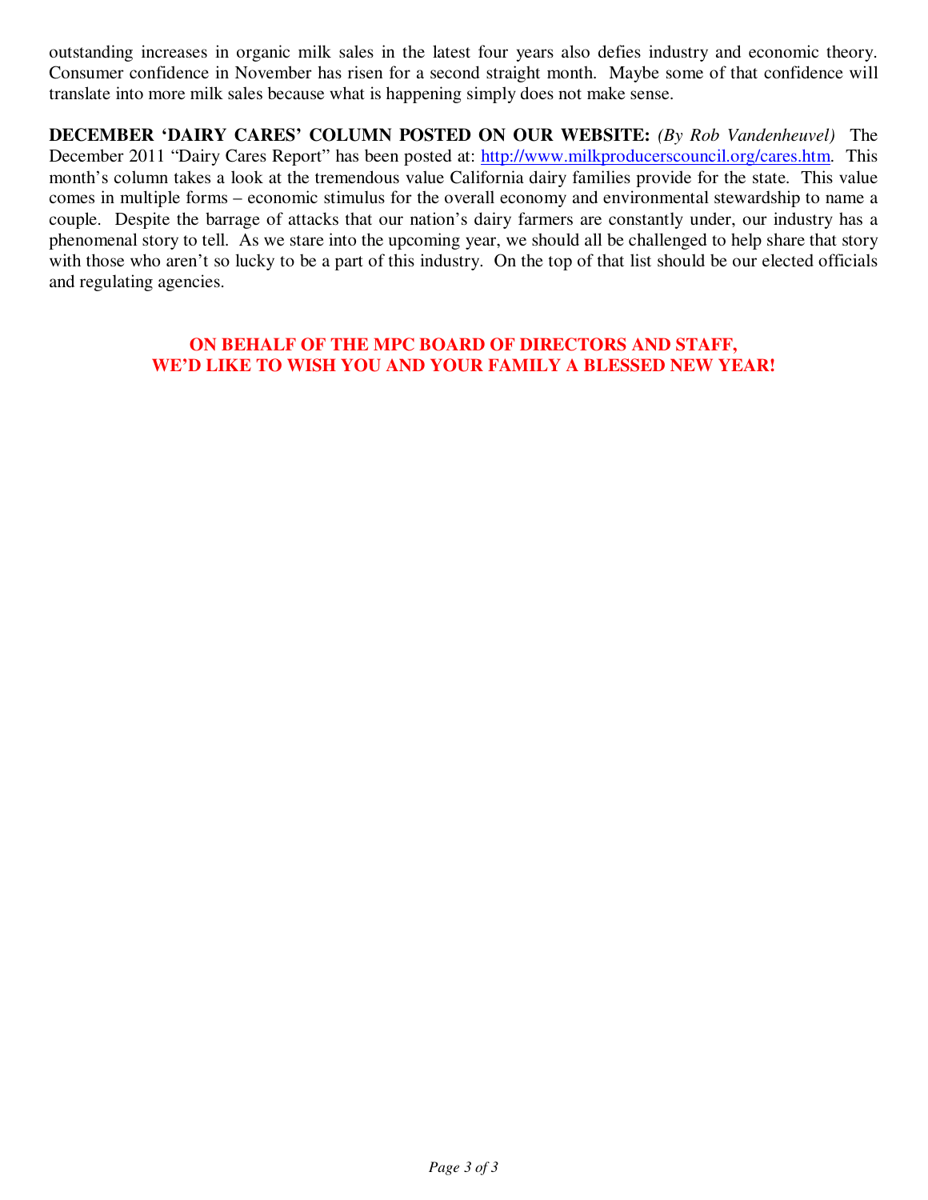outstanding increases in organic milk sales in the latest four years also defies industry and economic theory. Consumer confidence in November has risen for a second straight month. Maybe some of that confidence will translate into more milk sales because what is happening simply does not make sense.

**DECEMBER 'DAIRY CARES' COLUMN POSTED ON OUR WEBSITE:** *(By Rob Vandenheuvel)* The December 2011 "Dairy Cares Report" has been posted at: http://www.milkproducerscouncil.org/cares.htm. This month's column takes a look at the tremendous value California dairy families provide for the state. This value comes in multiple forms – economic stimulus for the overall economy and environmental stewardship to name a couple. Despite the barrage of attacks that our nation's dairy farmers are constantly under, our industry has a phenomenal story to tell. As we stare into the upcoming year, we should all be challenged to help share that story with those who aren't so lucky to be a part of this industry. On the top of that list should be our elected officials and regulating agencies.

**ON BEHALF OF THE MPC BOARD OF DIRECTORS AND STAFF,
WE'D LIKE TO WISH YOU AND YOUR FAMILY A BLESSED NEW YEAR!**